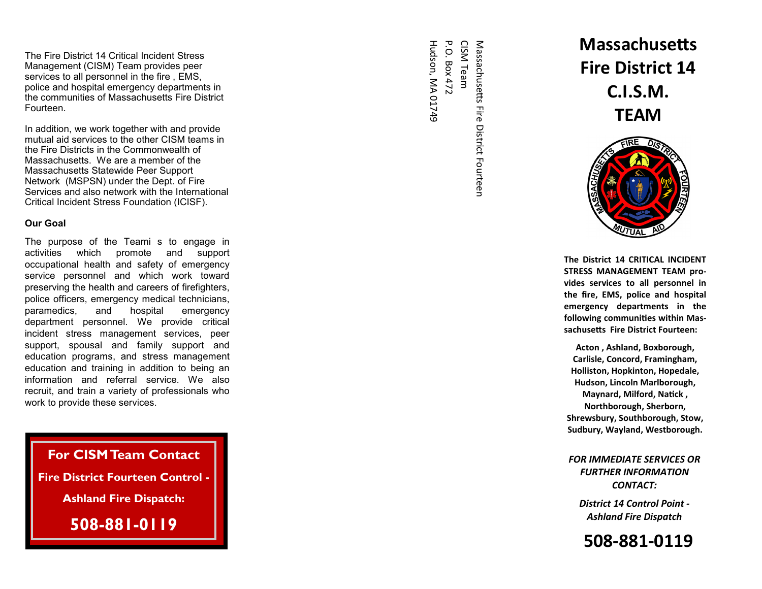The Fire District 14 Critical Incident Stress Management (CISM) Team provides peer services to all personnel in the fire , EMS, police and hospital emergency departments in the communities of Massachusetts Fire District Fourteen.

In addition, we work together with and provide mutual aid services to the other CISM teams in the Fire Districts in the Commonwealth of Massachusetts. We are a member of the Massachusetts Statewide Peer Support Network (MSPSN) under the Dept. of Fire Services and also network with the International Critical Incident Stress Foundation (ICISF).

**Our Goal**

The purpose of the Teami s to engage in activities which promote and support occupational health and safety of emergency service personnel and which work toward preserving the health and careers of firefighters, police officers, emergency medical technicians, paramedics, and hospital emergency department personnel. We provide critical incident stress management services, peer support, spousal and family support and education programs, and stress management education and training in addition to being an information and referral service. We also recruit, and train a variety of professionals who work to provide these services.

**For CISM Team Contact**

**Fire District Fourteen Control -**

**Ashland Fire Dispatch:**

**508-881-0119**

Massachusetts Fire District Fourteen
CISM Team
P.O. Box 472
Hudson, MA 01749

# Massachusetts Fire District 14 C.I.S.M. TEAM

**The District 14 CRITICAL INCIDENT STRESS MANAGEMENT TEAM provides services to all personnel in the fire, EMS, police and hospital emergency departments in the following communities within Massachusetts Fire District Fourteen:**

**Acton , Ashland, Boxborough, Carlisle, Concord, Framingham, Holliston, Hopkinton, Hopedale, Hudson, Lincoln Marlborough, Maynard, Milford, Natick , Northborough, Sherborn, Shrewsbury, Southborough, Stow, Sudbury, Wayland, Westborough.**

***FOR IMMEDIATE SERVICES OR FURTHER INFORMATION CONTACT:***

***District 14 Control Point - Ashland Fire Dispatch***

**508-881-0119**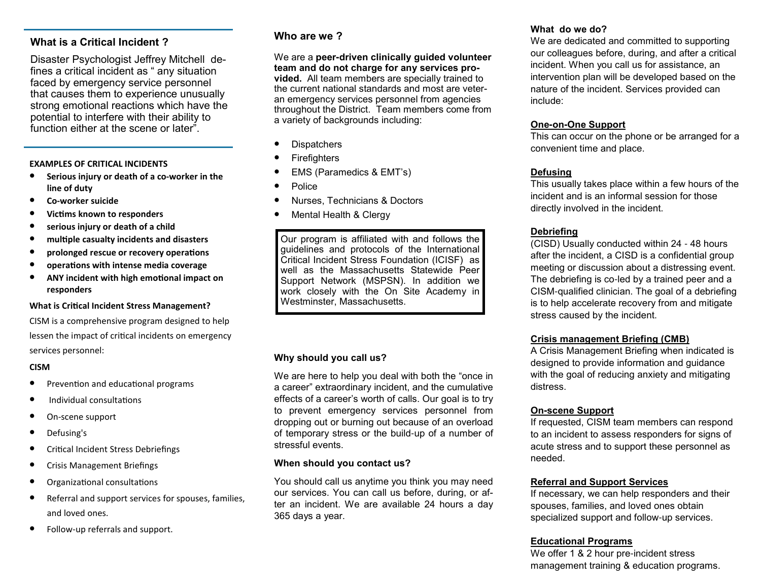## What is a Critical Incident ?

Disaster Psychologist Jeffrey Mitchell defines a critical incident as " any situation faced by emergency service personnel that causes them to experience unusually strong emotional reactions which have the potential to interfere with their ability to function either at the scene or later".

**EXAMPLES OF CRITICAL INCIDENTS**

- **Serious injury or death of a co-worker in the line of duty**
- **Co-worker suicide**
- **Victims known to responders**
- **serious injury or death of a child**
- **multiple casualty incidents and disasters**
- **prolonged rescue or recovery operations**
- **operations with intense media coverage**
- **ANY incident with high emotional impact on responders**

**What is Critical Incident Stress Management?**

CISM is a comprehensive program designed to help lessen the impact of critical incidents on emergency services personnel:

**CISM**

- Prevention and educational programs
- Individual consultations
- On-scene support
- Defusing's
- Critical Incident Stress Debriefings
- Crisis Management Briefings
- Organizational consultations
- Referral and support services for spouses, families, and loved ones.
- Follow-up referrals and support.

## Who are we ?

We are a **peer-driven clinically guided volunteer team and do not charge for any services provided.** All team members are specially trained to the current national standards and most are veteran emergency services personnel from agencies throughout the District. Team members come from a variety of backgrounds including:

- Dispatchers
- Firefighters
- EMS (Paramedics & EMT's)
- Police
- Nurses, Technicians & Doctors
- Mental Health & Clergy

Our program is affiliated with and follows the guidelines and protocols of the International Critical Incident Stress Foundation (ICISF) as well as the Massachusetts Statewide Peer Support Network (MSPSN). In addition we work closely with the On Site Academy in Westminster, Massachusetts.

### Why should you call us?

We are here to help you deal with both the "once in a career" extraordinary incident, and the cumulative effects of a career's worth of calls. Our goal is to try to prevent emergency services personnel from dropping out or burning out because of an overload of temporary stress or the build-up of a number of stressful events.

### When should you contact us?

You should call us anytime you think you may need our services. You can call us before, during, or after an incident. We are available 24 hours a day 365 days a year.

### What do we do?

We are dedicated and committed to supporting our colleagues before, during, and after a critical incident. When you call us for assistance, an intervention plan will be developed based on the nature of the incident. Services provided can include:

**One-on-One Support**

This can occur on the phone or be arranged for a convenient time and place.

**Defusing**

This usually takes place within a few hours of the incident and is an informal session for those directly involved in the incident.

**Debriefing**

(CISD) Usually conducted within 24 - 48 hours after the incident, a CISD is a confidential group meeting or discussion about a distressing event. The debriefing is co-led by a trained peer and a CISM-qualified clinician. The goal of a debriefing is to help accelerate recovery from and mitigate stress caused by the incident.

**Crisis management Briefing (CMB)**

A Crisis Management Briefing when indicated is designed to provide information and guidance with the goal of reducing anxiety and mitigating distress.

**On-scene Support**

If requested, CISM team members can respond to an incident to assess responders for signs of acute stress and to support these personnel as needed.

**Referral and Support Services**

If necessary, we can help responders and their spouses, families, and loved ones obtain specialized support and follow-up services.

**Educational Programs**

We offer 1 & 2 hour pre-incident stress management training & education programs.